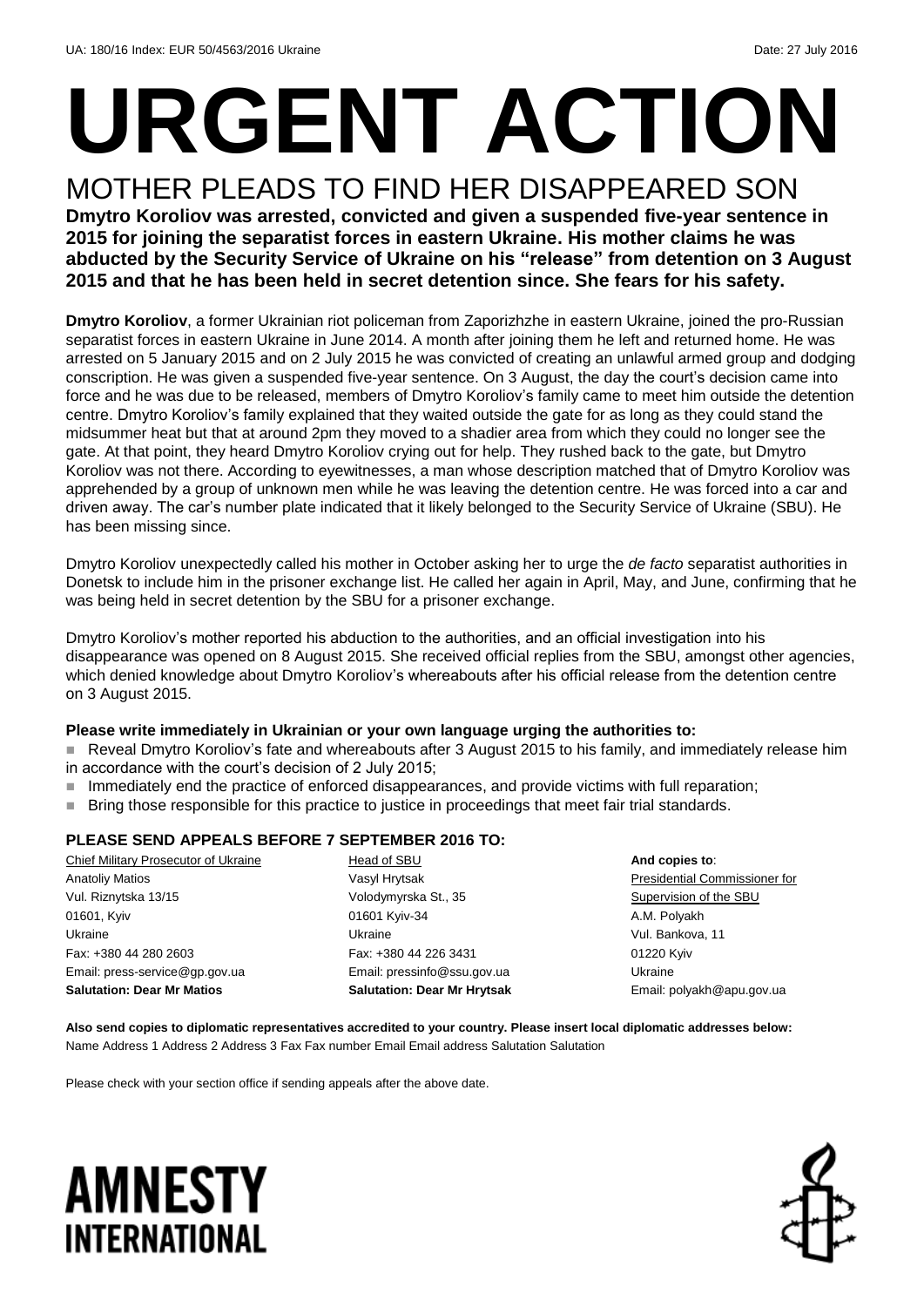UA: 180/16 Index: EUR 50/4563/2016 Ukraine Date: 27 July 2016

# URGENT ACTION

## MOTHER PLEADS TO FIND HER DISAPPEARED SON

**Dmytro Koroliov was arrested, convicted and given a suspended five-year sentence in 2015 for joining the separatist forces in eastern Ukraine. His mother claims he was abducted by the Security Service of Ukraine on his "release" from detention on 3 August 2015 and that he has been held in secret detention since. She fears for his safety.**

**Dmytro Koroliov**, a former Ukrainian riot policeman from Zaporizhzhe in eastern Ukraine, joined the pro-Russian separatist forces in eastern Ukraine in June 2014. A month after joining them he left and returned home. He was arrested on 5 January 2015 and on 2 July 2015 he was convicted of creating an unlawful armed group and dodging conscription. He was given a suspended five-year sentence. On 3 August, the day the court's decision came into force and he was due to be released, members of Dmytro Koroliov's family came to meet him outside the detention centre. Dmytro Koroliov's family explained that they waited outside the gate for as long as they could stand the midsummer heat but that at around 2pm they moved to a shadier area from which they could no longer see the gate. At that point, they heard Dmytro Koroliov crying out for help. They rushed back to the gate, but Dmytro Koroliov was not there. According to eyewitnesses, a man whose description matched that of Dmytro Koroliov was apprehended by a group of unknown men while he was leaving the detention centre. He was forced into a car and driven away. The car's number plate indicated that it likely belonged to the Security Service of Ukraine (SBU). He has been missing since.

Dmytro Koroliov unexpectedly called his mother in October asking her to urge the *de facto* separatist authorities in Donetsk to include him in the prisoner exchange list. He called her again in April, May, and June, confirming that he was being held in secret detention by the SBU for a prisoner exchange.

Dmytro Koroliov's mother reported his abduction to the authorities, and an official investigation into his disappearance was opened on 8 August 2015. She received official replies from the SBU, amongst other agencies, which denied knowledge about Dmytro Koroliov's whereabouts after his official release from the detention centre on 3 August 2015.

**Please write immediately in Ukrainian or your own language urging the authorities to:**

- Reveal Dmytro Koroliov's fate and whereabouts after 3 August 2015 to his family, and immediately release him in accordance with the court's decision of 2 July 2015;
- Immediately end the practice of enforced disappearances, and provide victims with full reparation;
- Bring those responsible for this practice to justice in proceedings that meet fair trial standards.

**PLEASE SEND APPEALS BEFORE 7 SEPTEMBER 2016 TO:**

Chief Military Prosecutor of Ukraine
Anatoliy Matios
Vul. Riznytska 13/15
01601, Kyiv
Ukraine
Fax: +380 44 280 2603
Email: press-service@gp.gov.ua
**Salutation: Dear Mr Matios**

Head of SBU
Vasyl Hrytsak
Volodymyrska St., 35
01601 Kyiv-34
Ukraine
Fax: +380 44 226 3431
Email: pressinfo@ssu.gov.ua
**Salutation: Dear Mr Hrytsak**

**And copies to**:
Presidential Commissioner for Supervision of the SBU
A.M. Polyakh
Vul. Bankova, 11
01220 Kyiv
Ukraine
Email: polyakh@apu.gov.ua

**Also send copies to diplomatic representatives accredited to your country. Please insert local diplomatic addresses below:**
Name Address 1 Address 2 Address 3 Fax Fax number Email Email address Salutation Salutation

Please check with your section office if sending appeals after the above date.

AMNESTY INTERNATIONAL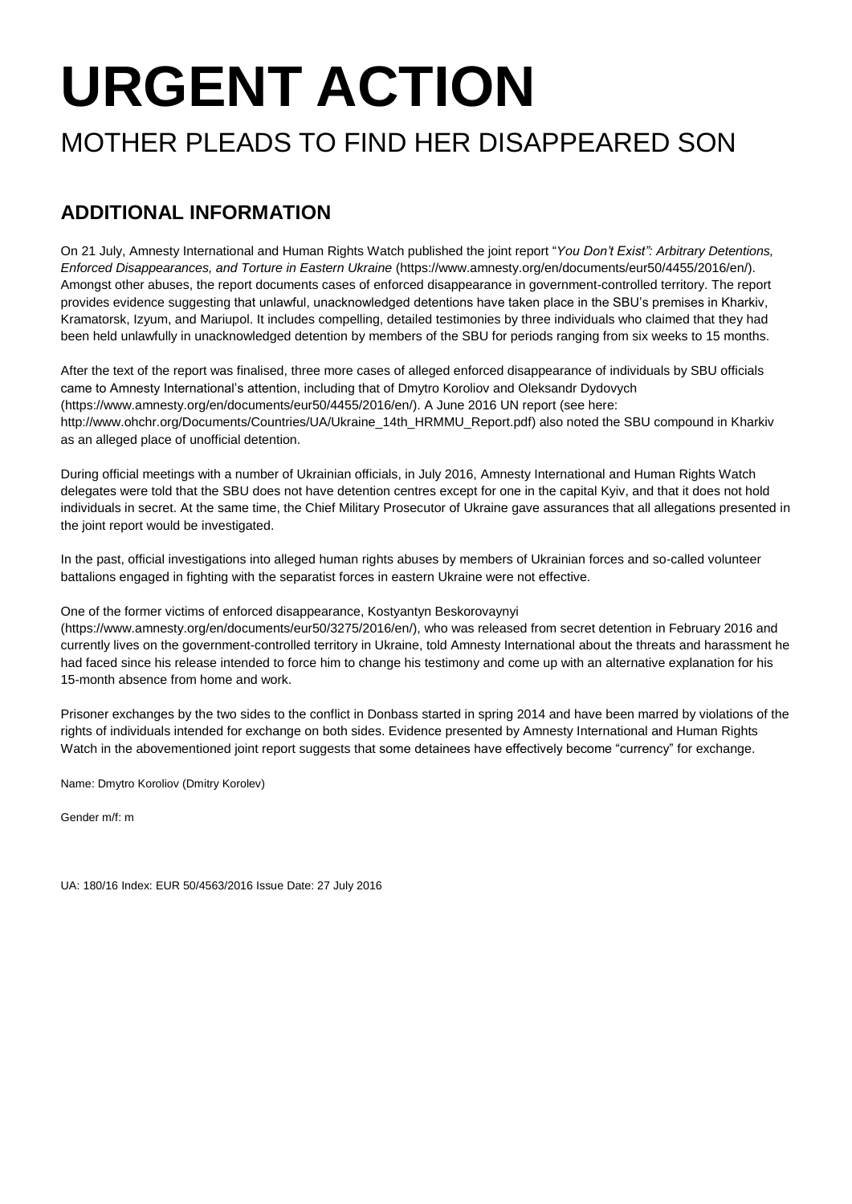# URGENT ACTION

## MOTHER PLEADS TO FIND HER DISAPPEARED SON

### ADDITIONAL INFORMATION

On 21 July, Amnesty International and Human Rights Watch published the joint report "*You Don't Exist": Arbitrary Detentions, Enforced Disappearances, and Torture in Eastern Ukraine* (https://www.amnesty.org/en/documents/eur50/4455/2016/en/). Amongst other abuses, the report documents cases of enforced disappearance in government-controlled territory. The report provides evidence suggesting that unlawful, unacknowledged detentions have taken place in the SBU's premises in Kharkiv, Kramatorsk, Izyum, and Mariupol. It includes compelling, detailed testimonies by three individuals who claimed that they had been held unlawfully in unacknowledged detention by members of the SBU for periods ranging from six weeks to 15 months.

After the text of the report was finalised, three more cases of alleged enforced disappearance of individuals by SBU officials came to Amnesty International's attention, including that of Dmytro Koroliov and Oleksandr Dydovych (https://www.amnesty.org/en/documents/eur50/4455/2016/en/). A June 2016 UN report (see here: http://www.ohchr.org/Documents/Countries/UA/Ukraine_14th_HRMMU_Report.pdf) also noted the SBU compound in Kharkiv as an alleged place of unofficial detention.

During official meetings with a number of Ukrainian officials, in July 2016, Amnesty International and Human Rights Watch delegates were told that the SBU does not have detention centres except for one in the capital Kyiv, and that it does not hold individuals in secret. At the same time, the Chief Military Prosecutor of Ukraine gave assurances that all allegations presented in the joint report would be investigated.

In the past, official investigations into alleged human rights abuses by members of Ukrainian forces and so-called volunteer battalions engaged in fighting with the separatist forces in eastern Ukraine were not effective.

One of the former victims of enforced disappearance, Kostyantyn Beskorovaynyi (https://www.amnesty.org/en/documents/eur50/3275/2016/en/), who was released from secret detention in February 2016 and currently lives on the government-controlled territory in Ukraine, told Amnesty International about the threats and harassment he had faced since his release intended to force him to change his testimony and come up with an alternative explanation for his 15-month absence from home and work.

Prisoner exchanges by the two sides to the conflict in Donbass started in spring 2014 and have been marred by violations of the rights of individuals intended for exchange on both sides. Evidence presented by Amnesty International and Human Rights Watch in the abovementioned joint report suggests that some detainees have effectively become "currency" for exchange.

Name: Dmytro Koroliov (Dmitry Korolev)

Gender m/f: m

UA: 180/16 Index: EUR 50/4563/2016 Issue Date: 27 July 2016